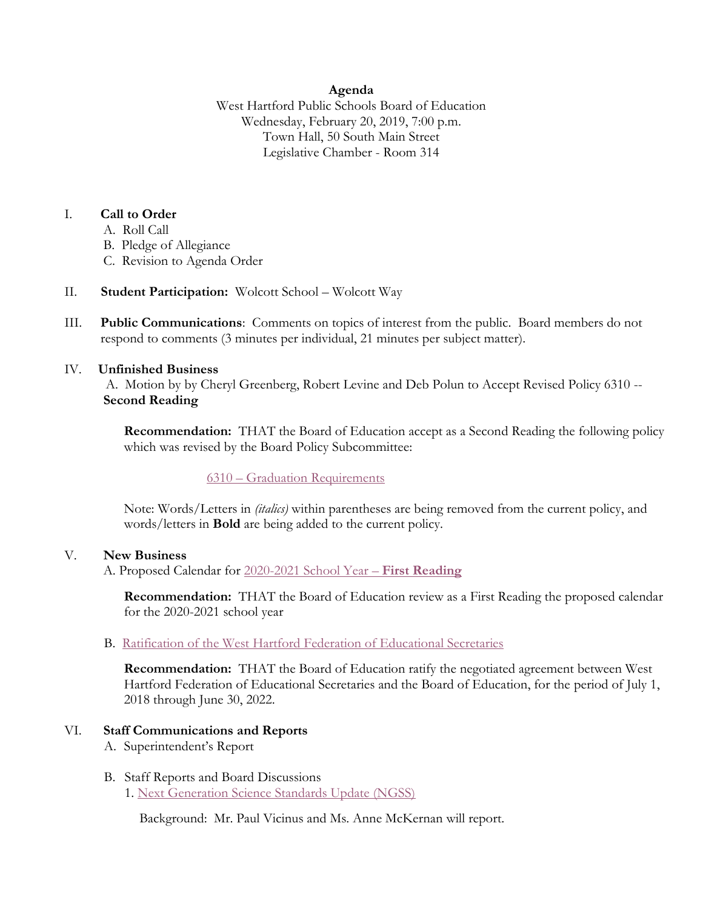**Agenda**

West Hartford Public Schools Board of Education
Wednesday, February 20, 2019, 7:00 p.m.
Town Hall, 50 South Main Street
Legislative Chamber - Room 314

I. **Call to Order**
   A. Roll Call
   B. Pledge of Allegiance
   C. Revision to Agenda Order

II. **Student Participation:** Wolcott School – Wolcott Way

III. **Public Communications**: Comments on topics of interest from the public. Board members do not respond to comments (3 minutes per individual, 21 minutes per subject matter).

IV. **Unfinished Business**
   A. Motion by by Cheryl Greenberg, Robert Levine and Deb Polun to Accept Revised Policy 6310 -- **Second Reading**

   **Recommendation:** THAT the Board of Education accept as a Second Reading the following policy which was revised by the Board Policy Subcommittee:

   6310 – Graduation Requirements

   Note: Words/Letters in *(italics)* within parentheses are being removed from the current policy, and words/letters in **Bold** are being added to the current policy.

V. **New Business**
   A. Proposed Calendar for 2020-2021 School Year – **First Reading**

   **Recommendation:** THAT the Board of Education review as a First Reading the proposed calendar for the 2020-2021 school year

   B. Ratification of the West Hartford Federation of Educational Secretaries

   **Recommendation:** THAT the Board of Education ratify the negotiated agreement between West Hartford Federation of Educational Secretaries and the Board of Education, for the period of July 1, 2018 through June 30, 2022.

VI. **Staff Communications and Reports**
   A. Superintendent's Report

   B. Staff Reports and Board Discussions
      1. Next Generation Science Standards Update (NGSS)

      Background: Mr. Paul Vicinus and Ms. Anne McKernan will report.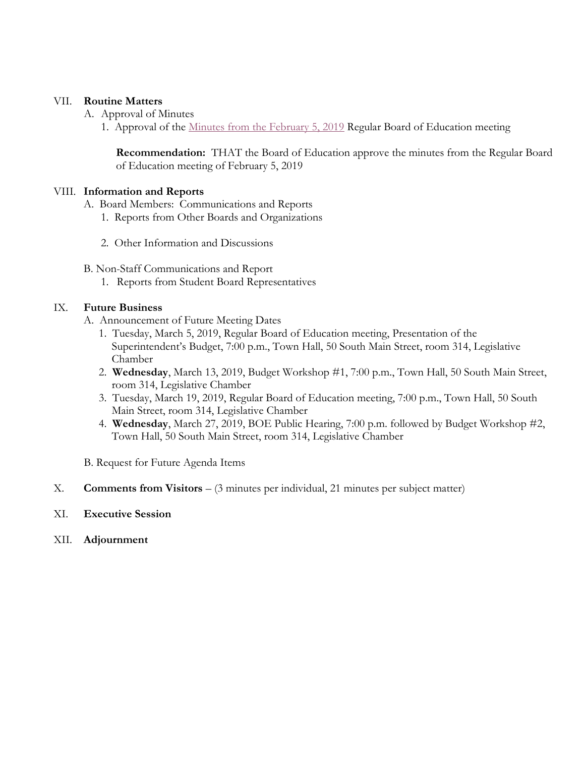VII. **Routine Matters**

A. Approval of Minutes

1. Approval of the Minutes from the February 5, 2019 Regular Board of Education meeting

   **Recommendation:** THAT the Board of Education approve the minutes from the Regular Board of Education meeting of February 5, 2019

VIII. **Information and Reports**

A. Board Members: Communications and Reports

1. Reports from Other Boards and Organizations

2. Other Information and Discussions

B. Non-Staff Communications and Report

1. Reports from Student Board Representatives

IX. **Future Business**

A. Announcement of Future Meeting Dates

1. Tuesday, March 5, 2019, Regular Board of Education meeting, Presentation of the Superintendent's Budget, 7:00 p.m., Town Hall, 50 South Main Street, room 314, Legislative Chamber
2. **Wednesday**, March 13, 2019, Budget Workshop #1, 7:00 p.m., Town Hall, 50 South Main Street, room 314, Legislative Chamber
3. Tuesday, March 19, 2019, Regular Board of Education meeting, 7:00 p.m., Town Hall, 50 South Main Street, room 314, Legislative Chamber
4. **Wednesday**, March 27, 2019, BOE Public Hearing, 7:00 p.m. followed by Budget Workshop #2, Town Hall, 50 South Main Street, room 314, Legislative Chamber

B. Request for Future Agenda Items

X. **Comments from Visitors** – (3 minutes per individual, 21 minutes per subject matter)

XI. **Executive Session**

XII. **Adjournment**